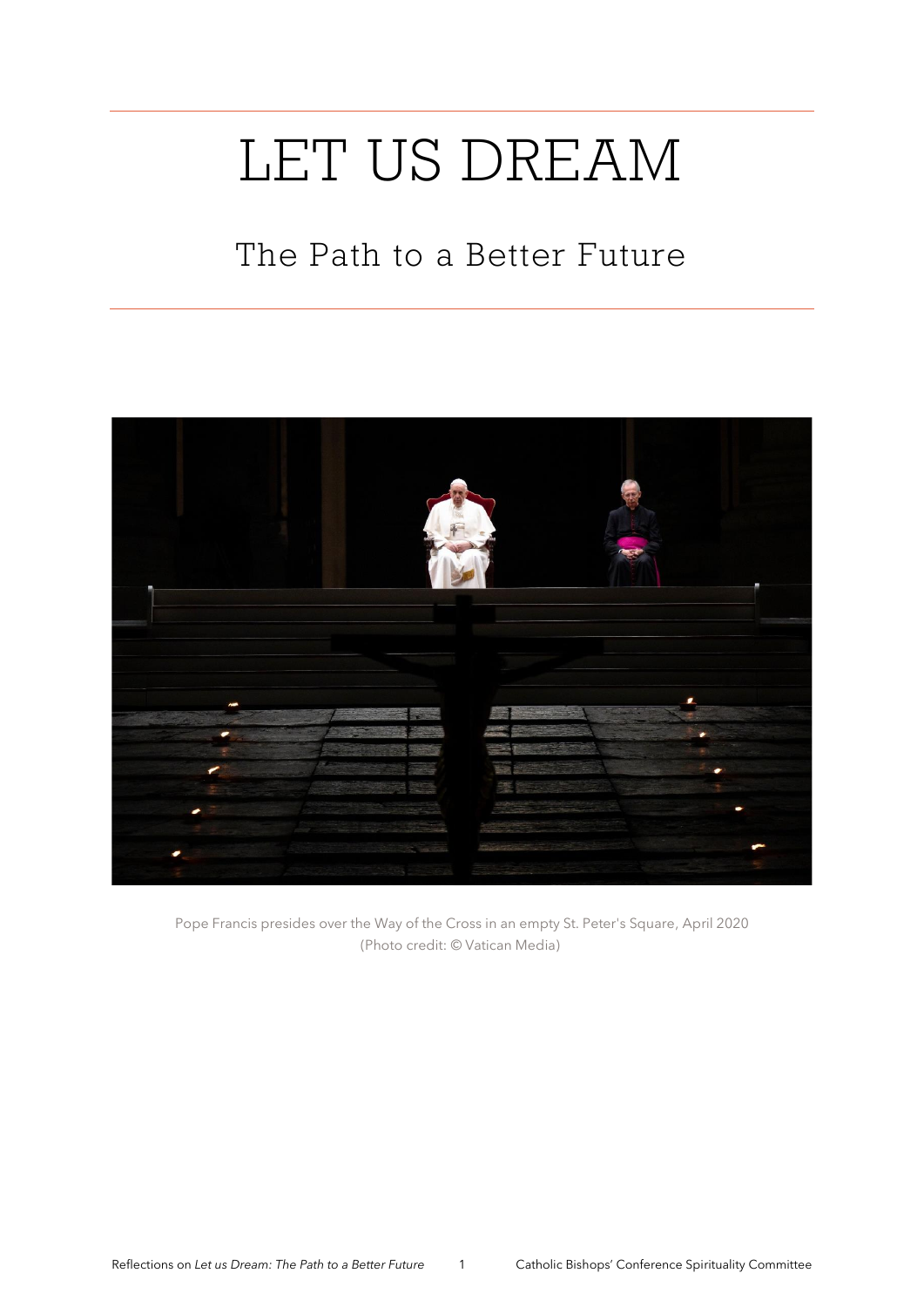# LET US DREAM

## The Path to a Better Future

Pope Francis presides over the Way of the Cross in an empty St. Peter's Square, April 2020
(Photo credit: © Vatican Media)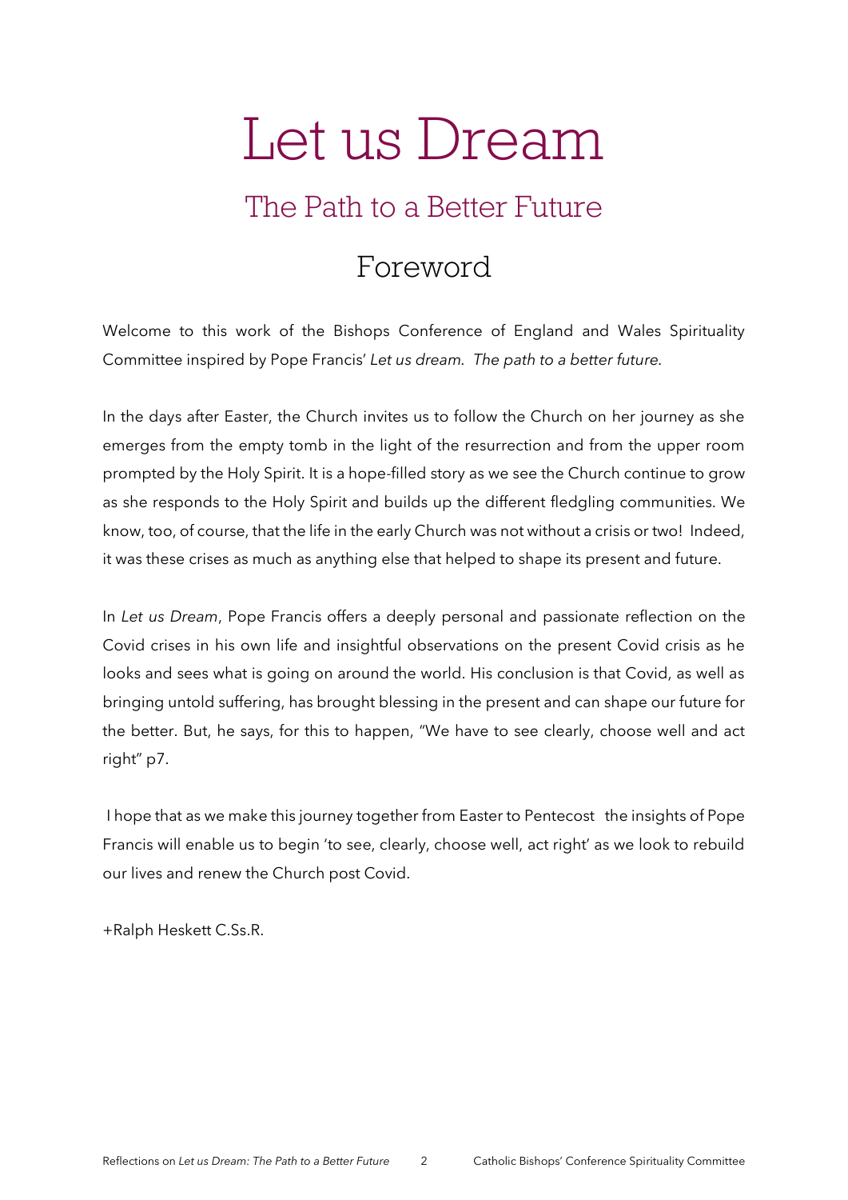# Let us Dream

## The Path to a Better Future

### Foreword

Welcome to this work of the Bishops Conference of England and Wales Spirituality Committee inspired by Pope Francis' *Let us dream. The path to a better future.*

In the days after Easter, the Church invites us to follow the Church on her journey as she emerges from the empty tomb in the light of the resurrection and from the upper room prompted by the Holy Spirit. It is a hope-filled story as we see the Church continue to grow as she responds to the Holy Spirit and builds up the different fledgling communities. We know, too, of course, that the life in the early Church was not without a crisis or two! Indeed, it was these crises as much as anything else that helped to shape its present and future.

In *Let us Dream*, Pope Francis offers a deeply personal and passionate reflection on the Covid crises in his own life and insightful observations on the present Covid crisis as he looks and sees what is going on around the world. His conclusion is that Covid, as well as bringing untold suffering, has brought blessing in the present and can shape our future for the better. But, he says, for this to happen, "We have to see clearly, choose well and act right" p7.

I hope that as we make this journey together from Easter to Pentecost the insights of Pope Francis will enable us to begin 'to see, clearly, choose well, act right' as we look to rebuild our lives and renew the Church post Covid.

+Ralph Heskett C.Ss.R.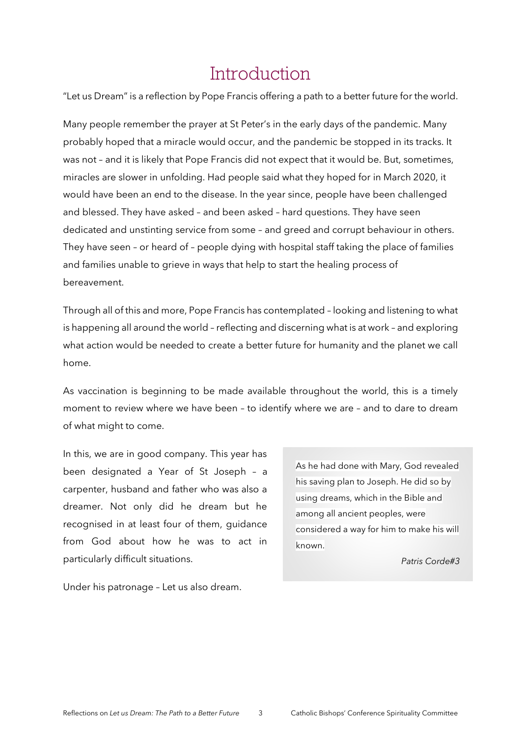# Introduction

"Let us Dream" is a reflection by Pope Francis offering a path to a better future for the world.

Many people remember the prayer at St Peter's in the early days of the pandemic. Many probably hoped that a miracle would occur, and the pandemic be stopped in its tracks. It was not – and it is likely that Pope Francis did not expect that it would be. But, sometimes, miracles are slower in unfolding. Had people said what they hoped for in March 2020, it would have been an end to the disease. In the year since, people have been challenged and blessed. They have asked – and been asked – hard questions. They have seen dedicated and unstinting service from some – and greed and corrupt behaviour in others. They have seen – or heard of – people dying with hospital staff taking the place of families and families unable to grieve in ways that help to start the healing process of bereavement.

Through all of this and more, Pope Francis has contemplated – looking and listening to what is happening all around the world – reflecting and discerning what is at work – and exploring what action would be needed to create a better future for humanity and the planet we call home.

As vaccination is beginning to be made available throughout the world, this is a timely moment to review where we have been – to identify where we are – and to dare to dream of what might to come.

In this, we are in good company. This year has been designated a Year of St Joseph – a carpenter, husband and father who was also a dreamer. Not only did he dream but he recognised in at least four of them, guidance from God about how he was to act in particularly difficult situations.

> As he had done with Mary, God revealed his saving plan to Joseph. He did so by using dreams, which in the Bible and among all ancient peoples, were considered a way for him to make his will known.
>
> *Patris Corde#3*

Under his patronage – Let us also dream.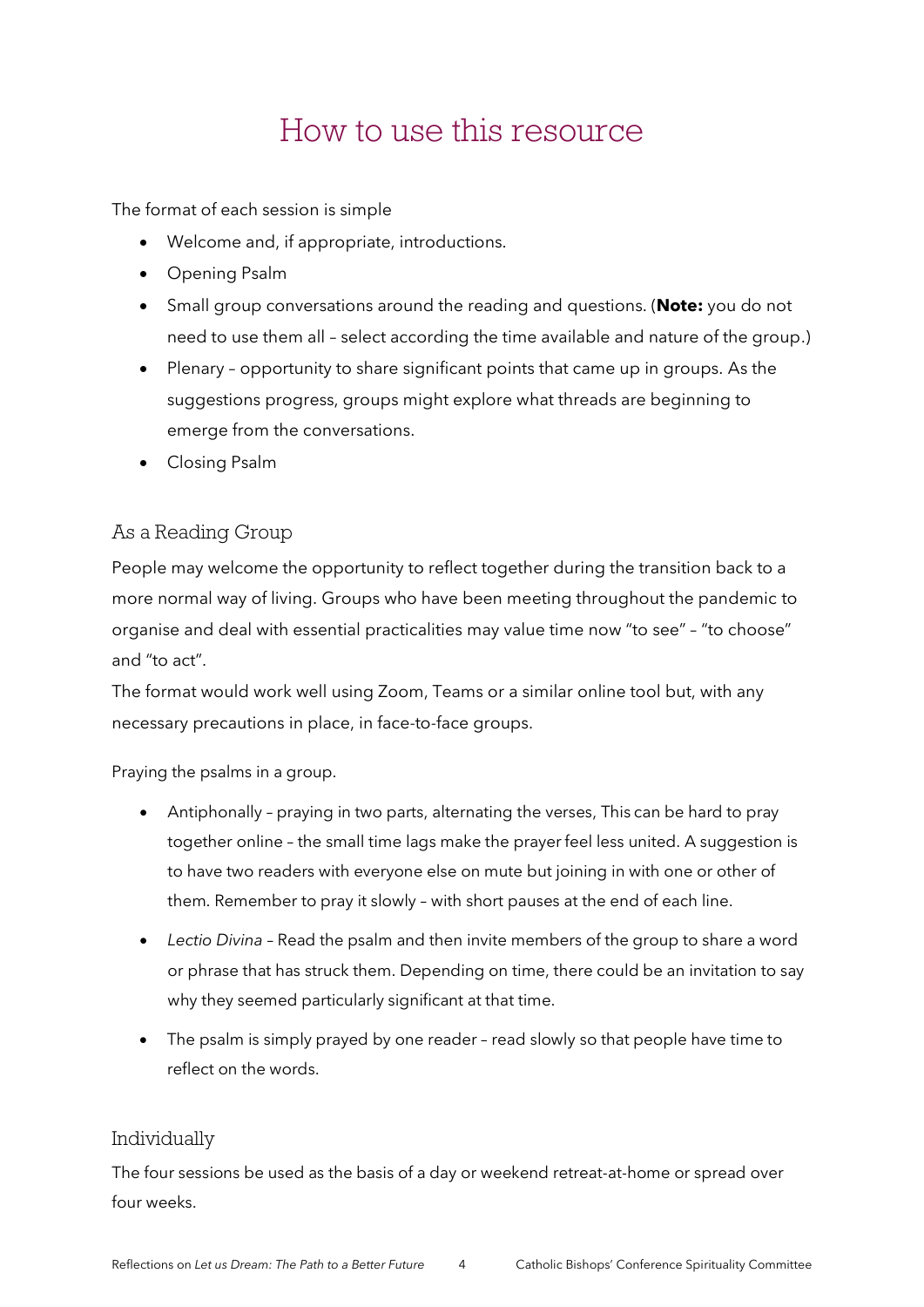# How to use this resource

The format of each session is simple

- Welcome and, if appropriate, introductions.
- Opening Psalm
- Small group conversations around the reading and questions. (**Note:** you do not need to use them all – select according the time available and nature of the group.)
- Plenary – opportunity to share significant points that came up in groups. As the suggestions progress, groups might explore what threads are beginning to emerge from the conversations.
- Closing Psalm

## As a Reading Group

People may welcome the opportunity to reflect together during the transition back to a more normal way of living. Groups who have been meeting throughout the pandemic to organise and deal with essential practicalities may value time now "to see" – "to choose" and "to act".

The format would work well using Zoom, Teams or a similar online tool but, with any necessary precautions in place, in face-to-face groups.

Praying the psalms in a group.

- Antiphonally – praying in two parts, alternating the verses, This can be hard to pray together online – the small time lags make the prayer feel less united. A suggestion is to have two readers with everyone else on mute but joining in with one or other of them. Remember to pray it slowly – with short pauses at the end of each line.
- *Lectio Divina* – Read the psalm and then invite members of the group to share a word or phrase that has struck them. Depending on time, there could be an invitation to say why they seemed particularly significant at that time.
- The psalm is simply prayed by one reader – read slowly so that people have time to reflect on the words.

## Individually

The four sessions be used as the basis of a day or weekend retreat-at-home or spread over four weeks.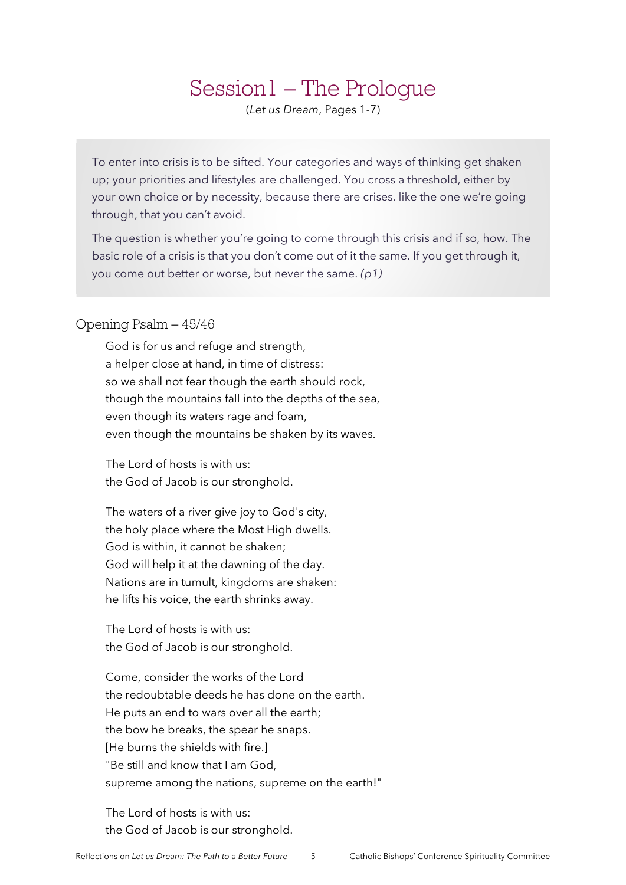# Session 1 – The Prologue

(*Let us Dream*, Pages 1-7)

> To enter into crisis is to be sifted. Your categories and ways of thinking get shaken up; your priorities and lifestyles are challenged. You cross a threshold, either by your own choice or by necessity, because there are crises. like the one we're going through, that you can't avoid.
>
> The question is whether you're going to come through this crisis and if so, how. The basic role of a crisis is that you don't come out of it the same. If you get through it, you come out better or worse, but never the same. *(p1)*

## Opening Psalm – 45/46

God is for us and refuge and strength,
a helper close at hand, in time of distress:
so we shall not fear though the earth should rock,
though the mountains fall into the depths of the sea,
even though its waters rage and foam,
even though the mountains be shaken by its waves.

The Lord of hosts is with us:
the God of Jacob is our stronghold.

The waters of a river give joy to God's city,
the holy place where the Most High dwells.
God is within, it cannot be shaken;
God will help it at the dawning of the day.
Nations are in tumult, kingdoms are shaken:
he lifts his voice, the earth shrinks away.

The Lord of hosts is with us:
the God of Jacob is our stronghold.

Come, consider the works of the Lord
the redoubtable deeds he has done on the earth.
He puts an end to wars over all the earth;
the bow he breaks, the spear he snaps.
[He burns the shields with fire.]
"Be still and know that I am God,
supreme among the nations, supreme on the earth!"

The Lord of hosts is with us:
the God of Jacob is our stronghold.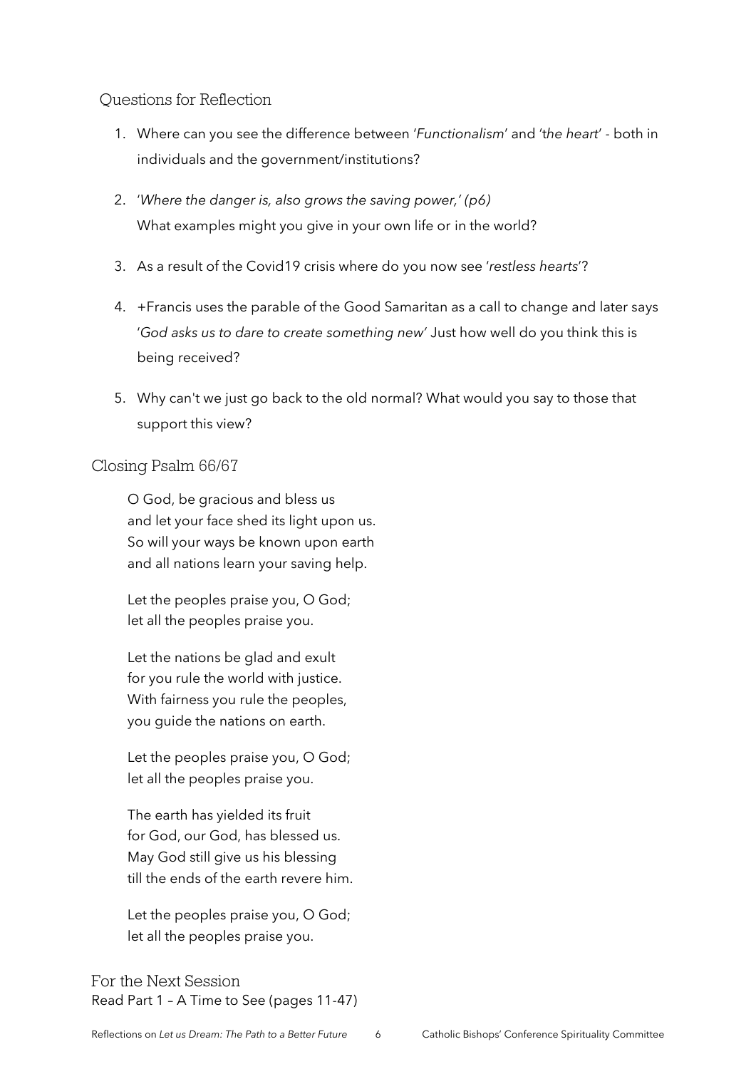## Questions for Reflection

1. Where can you see the difference between '*Functionalism*' and '*the heart*' - both in individuals and the government/institutions?
2. '*Where the danger is, also grows the saving power,' (p6)*
   What examples might you give in your own life or in the world?
3. As a result of the Covid19 crisis where do you now see '*restless hearts*'?
4. +Francis uses the parable of the Good Samaritan as a call to change and later says '*God asks us to dare to create something new*' Just how well do you think this is being received?
5. Why can't we just go back to the old normal? What would you say to those that support this view?

## Closing Psalm 66/67

O God, be gracious and bless us
and let your face shed its light upon us.
So will your ways be known upon earth
and all nations learn your saving help.

Let the peoples praise you, O God;
let all the peoples praise you.

Let the nations be glad and exult
for you rule the world with justice.
With fairness you rule the peoples,
you guide the nations on earth.

Let the peoples praise you, O God;
let all the peoples praise you.

The earth has yielded its fruit
for God, our God, has blessed us.
May God still give us his blessing
till the ends of the earth revere him.

Let the peoples praise you, O God;
let all the peoples praise you.

## For the Next Session

Read Part 1 – A Time to See (pages 11-47)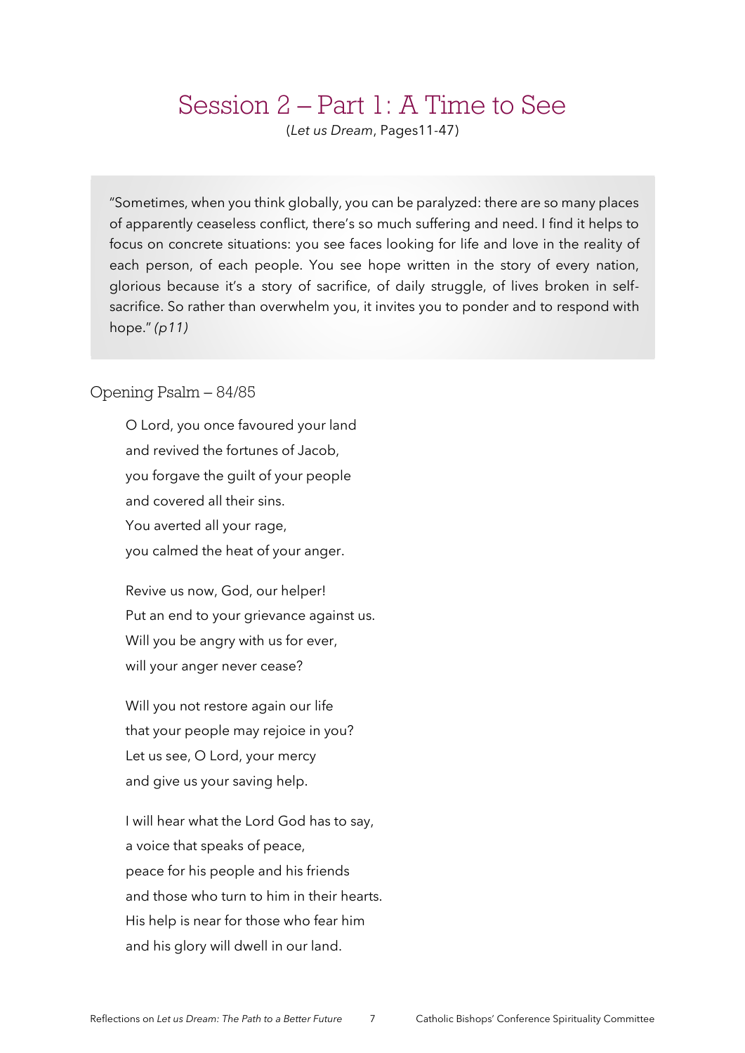# Session 2 – Part 1: A Time to See

(*Let us Dream*, Pages11-47)

> "Sometimes, when you think globally, you can be paralyzed: there are so many places of apparently ceaseless conflict, there's so much suffering and need. I find it helps to focus on concrete situations: you see faces looking for life and love in the reality of each person, of each people. You see hope written in the story of every nation, glorious because it's a story of sacrifice, of daily struggle, of lives broken in self-sacrifice. So rather than overwhelm you, it invites you to ponder and to respond with hope." *(p11)*

## Opening Psalm – 84/85

O Lord, you once favoured your land
and revived the fortunes of Jacob,
you forgave the guilt of your people
and covered all their sins.
You averted all your rage,
you calmed the heat of your anger.

Revive us now, God, our helper!
Put an end to your grievance against us.
Will you be angry with us for ever,
will your anger never cease?

Will you not restore again our life
that your people may rejoice in you?
Let us see, O Lord, your mercy
and give us your saving help.

I will hear what the Lord God has to say,
a voice that speaks of peace,
peace for his people and his friends
and those who turn to him in their hearts.
His help is near for those who fear him
and his glory will dwell in our land.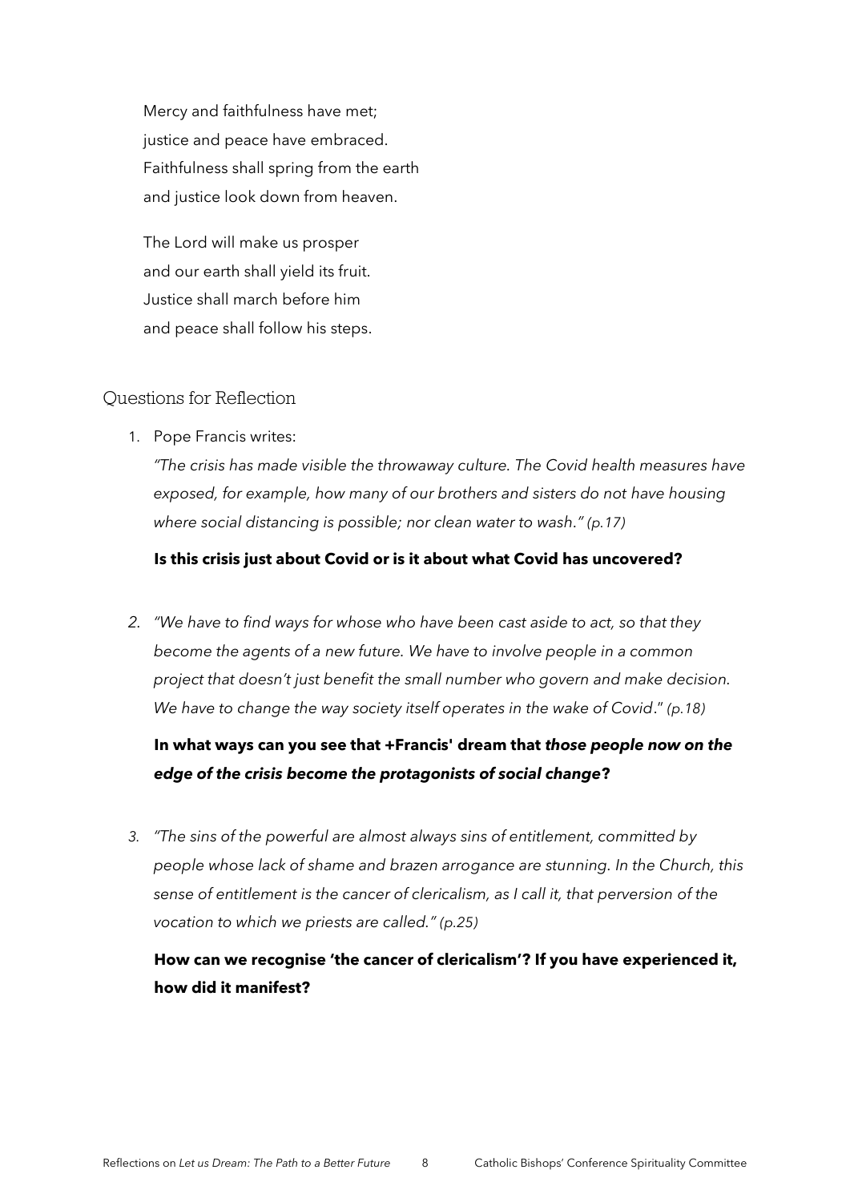Mercy and faithfulness have met;  
justice and peace have embraced.  
Faithfulness shall spring from the earth  
and justice look down from heaven.

The Lord will make us prosper  
and our earth shall yield its fruit.  
Justice shall march before him  
and peace shall follow his steps.

## Questions for Reflection

1. Pope Francis writes:

   *"The crisis has made visible the throwaway culture. The Covid health measures have exposed, for example, how many of our brothers and sisters do not have housing where social distancing is possible; nor clean water to wash." (p.17)*

   **Is this crisis just about Covid or is it about what Covid has uncovered?**

2. *"We have to find ways for whose who have been cast aside to act, so that they become the agents of a new future. We have to involve people in a common project that doesn't just benefit the small number who govern and make decision. We have to change the way society itself operates in the wake of Covid." (p.18)*

   **In what ways can you see that +Francis' dream that *those people now on the edge of the crisis become the protagonists of social change*?**

3. *"The sins of the powerful are almost always sins of entitlement, committed by people whose lack of shame and brazen arrogance are stunning. In the Church, this sense of entitlement is the cancer of clericalism, as I call it, that perversion of the vocation to which we priests are called." (p.25)*

   **How can we recognise 'the cancer of clericalism'? If you have experienced it, how did it manifest?**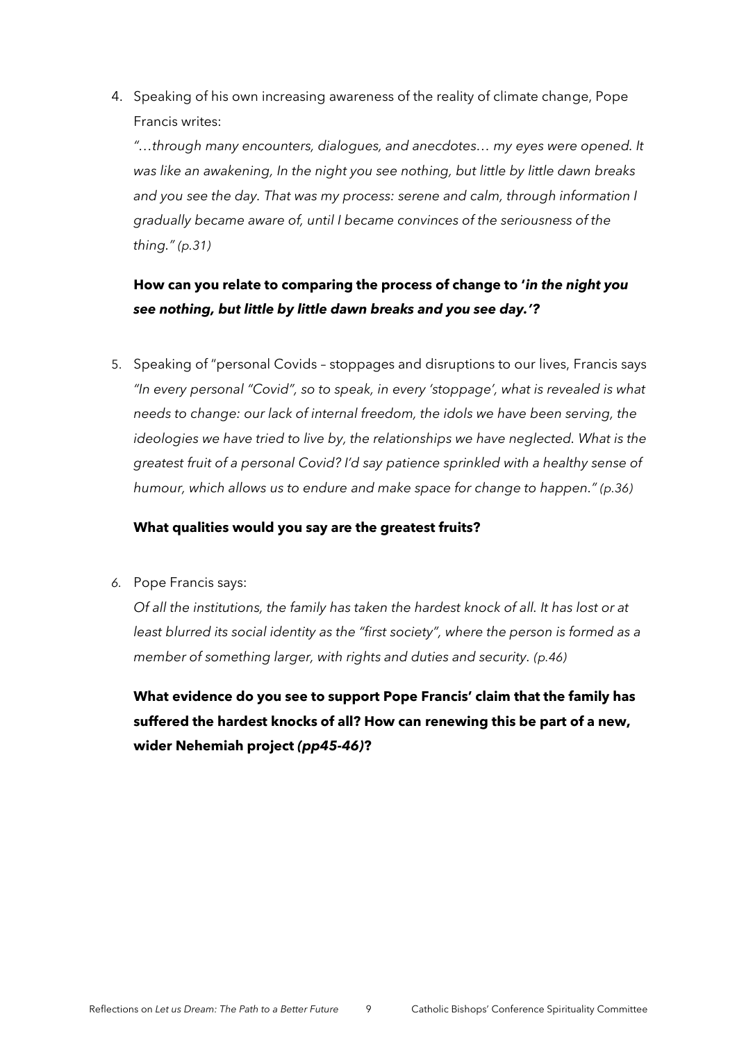4. Speaking of his own increasing awareness of the reality of climate change, Pope Francis writes:

   *"…through many encounters, dialogues, and anecdotes… my eyes were opened. It was like an awakening, In the night you see nothing, but little by little dawn breaks and you see the day. That was my process: serene and calm, through information I gradually became aware of, until I became convinces of the seriousness of the thing." (p.31)*

   **How can you relate to comparing the process of change to '*in the night you see nothing, but little by little dawn breaks and you see day.'*?**

5. Speaking of "personal Covids – stoppages and disruptions to our lives, Francis says *"In every personal "Covid", so to speak, in every 'stoppage', what is revealed is what needs to change: our lack of internal freedom, the idols we have been serving, the ideologies we have tried to live by, the relationships we have neglected. What is the greatest fruit of a personal Covid? I'd say patience sprinkled with a healthy sense of humour, which allows us to endure and make space for change to happen." (p.36)*

   **What qualities would you say are the greatest fruits?**

6. Pope Francis says:

   *Of all the institutions, the family has taken the hardest knock of all. It has lost or at least blurred its social identity as the "first society", where the person is formed as a member of something larger, with rights and duties and security. (p.46)*

   **What evidence do you see to support Pope Francis' claim that the family has suffered the hardest knocks of all? How can renewing this be part of a new, wider Nehemiah project *(pp45-46)*?**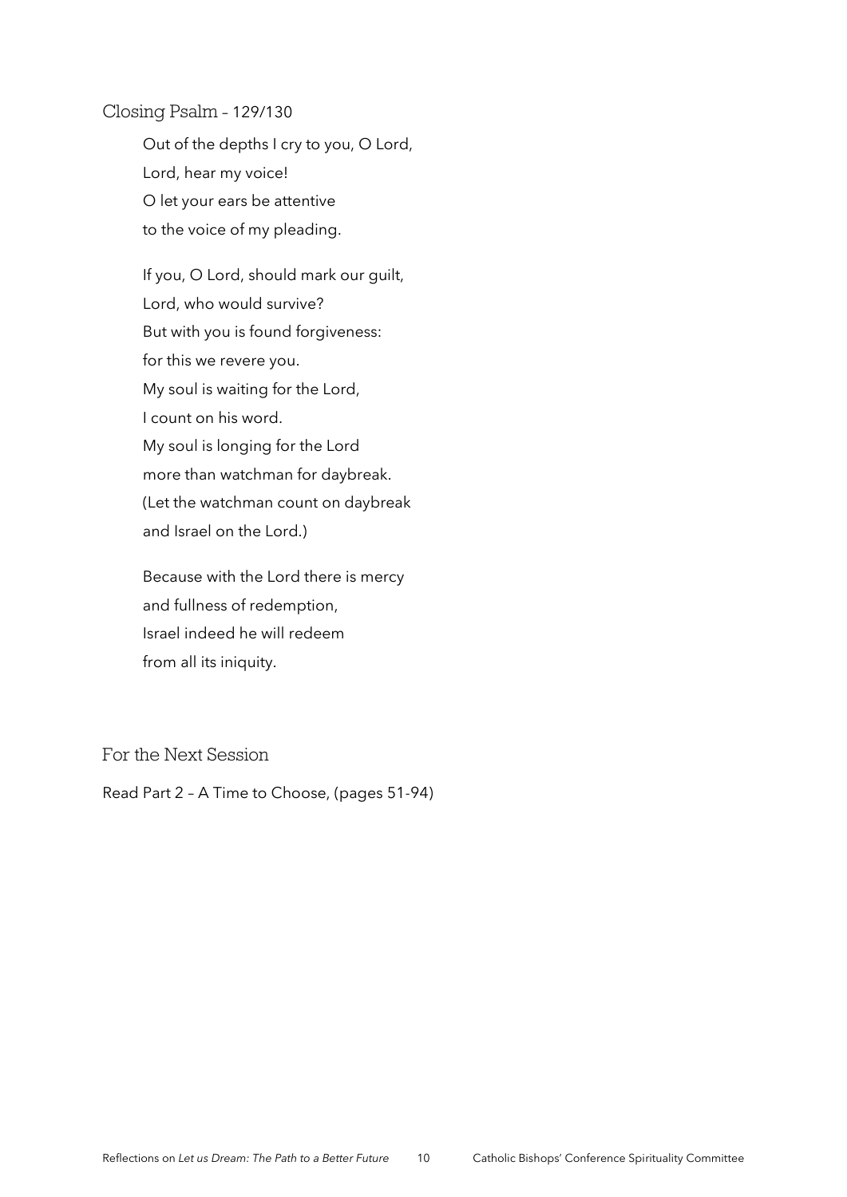## Closing Psalm – 129/130

Out of the depths I cry to you, O Lord,
Lord, hear my voice!
O let your ears be attentive
to the voice of my pleading.

If you, O Lord, should mark our guilt,
Lord, who would survive?
But with you is found forgiveness:
for this we revere you.
My soul is waiting for the Lord,
I count on his word.
My soul is longing for the Lord
more than watchman for daybreak.
(Let the watchman count on daybreak
and Israel on the Lord.)

Because with the Lord there is mercy
and fullness of redemption,
Israel indeed he will redeem
from all its iniquity.

## For the Next Session

Read Part 2 – A Time to Choose, (pages 51-94)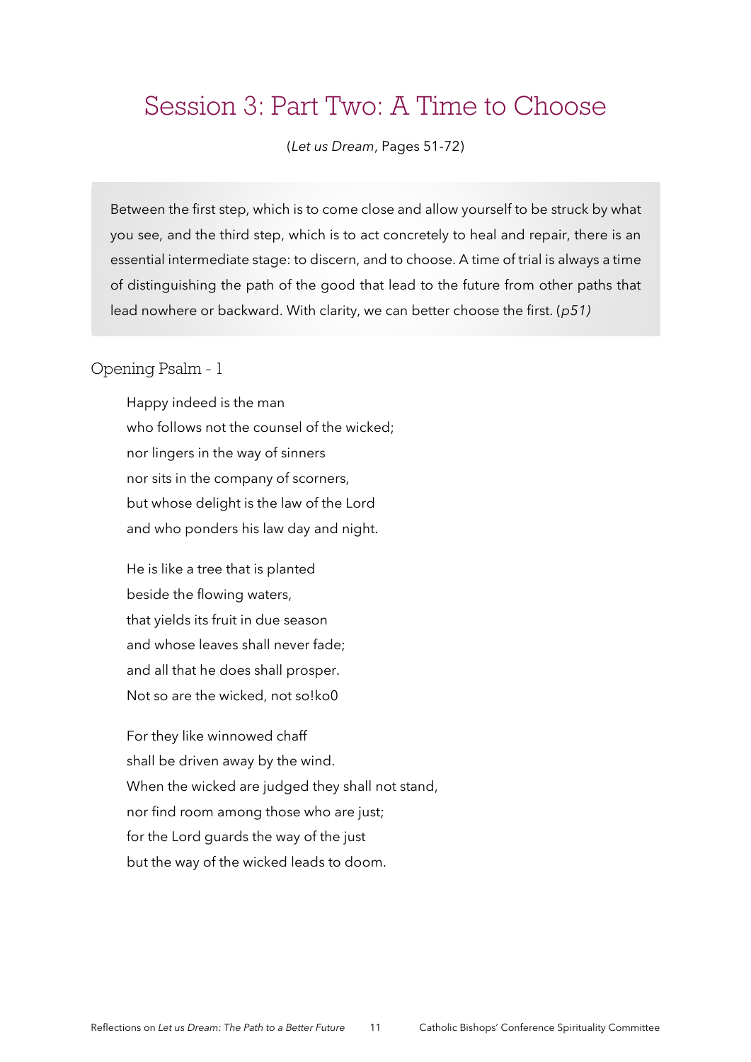# Session 3: Part Two: A Time to Choose

(*Let us Dream*, Pages 51-72)

> Between the first step, which is to come close and allow yourself to be struck by what you see, and the third step, which is to act concretely to heal and repair, there is an essential intermediate stage: to discern, and to choose. A time of trial is always a time of distinguishing the path of the good that lead to the future from other paths that lead nowhere or backward. With clarity, we can better choose the first. (*p51)*

## Opening Psalm - 1

Happy indeed is the man
who follows not the counsel of the wicked;
nor lingers in the way of sinners
nor sits in the company of scorners,
but whose delight is the law of the Lord
and who ponders his law day and night.

He is like a tree that is planted
beside the flowing waters,
that yields its fruit in due season
and whose leaves shall never fade;
and all that he does shall prosper.
Not so are the wicked, not so!ko0

For they like winnowed chaff
shall be driven away by the wind.
When the wicked are judged they shall not stand,
nor find room among those who are just;
for the Lord guards the way of the just
but the way of the wicked leads to doom.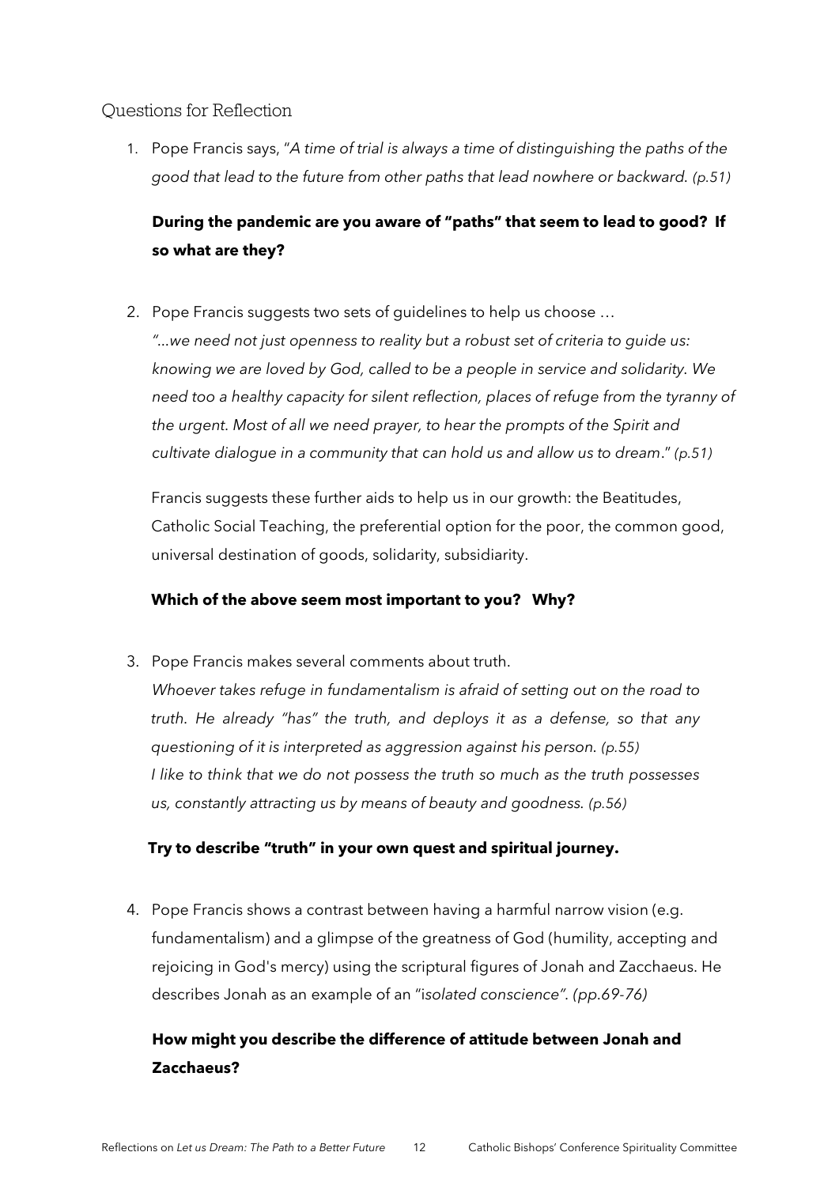## Questions for Reflection

1. Pope Francis says, "*A time of trial is always a time of distinguishing the paths of the good that lead to the future from other paths that lead nowhere or backward. (p.51)*

   **During the pandemic are you aware of "paths" that seem to lead to good? If so what are they?**

2. Pope Francis suggests two sets of guidelines to help us choose …
   *"…we need not just openness to reality but a robust set of criteria to guide us: knowing we are loved by God, called to be a people in service and solidarity. We need too a healthy capacity for silent reflection, places of refuge from the tyranny of the urgent. Most of all we need prayer, to hear the prompts of the Spirit and cultivate dialogue in a community that can hold us and allow us to dream*." *(p.51)*

   Francis suggests these further aids to help us in our growth: the Beatitudes, Catholic Social Teaching, the preferential option for the poor, the common good, universal destination of goods, solidarity, subsidiarity.

   **Which of the above seem most important to you? Why?**

3. Pope Francis makes several comments about truth.
   *Whoever takes refuge in fundamentalism is afraid of setting out on the road to truth. He already "has" the truth, and deploys it as a defense, so that any questioning of it is interpreted as aggression against his person. (p.55)*
   *I like to think that we do not possess the truth so much as the truth possesses us, constantly attracting us by means of beauty and goodness. (p.56)*

   **Try to describe "truth" in your own quest and spiritual journey.**

4. Pope Francis shows a contrast between having a harmful narrow vision (e.g. fundamentalism) and a glimpse of the greatness of God (humility, accepting and rejoicing in God's mercy) using the scriptural figures of Jonah and Zacchaeus. He describes Jonah as an example of an "i*solated conscience". (pp.69-76)*

   **How might you describe the difference of attitude between Jonah and Zacchaeus?**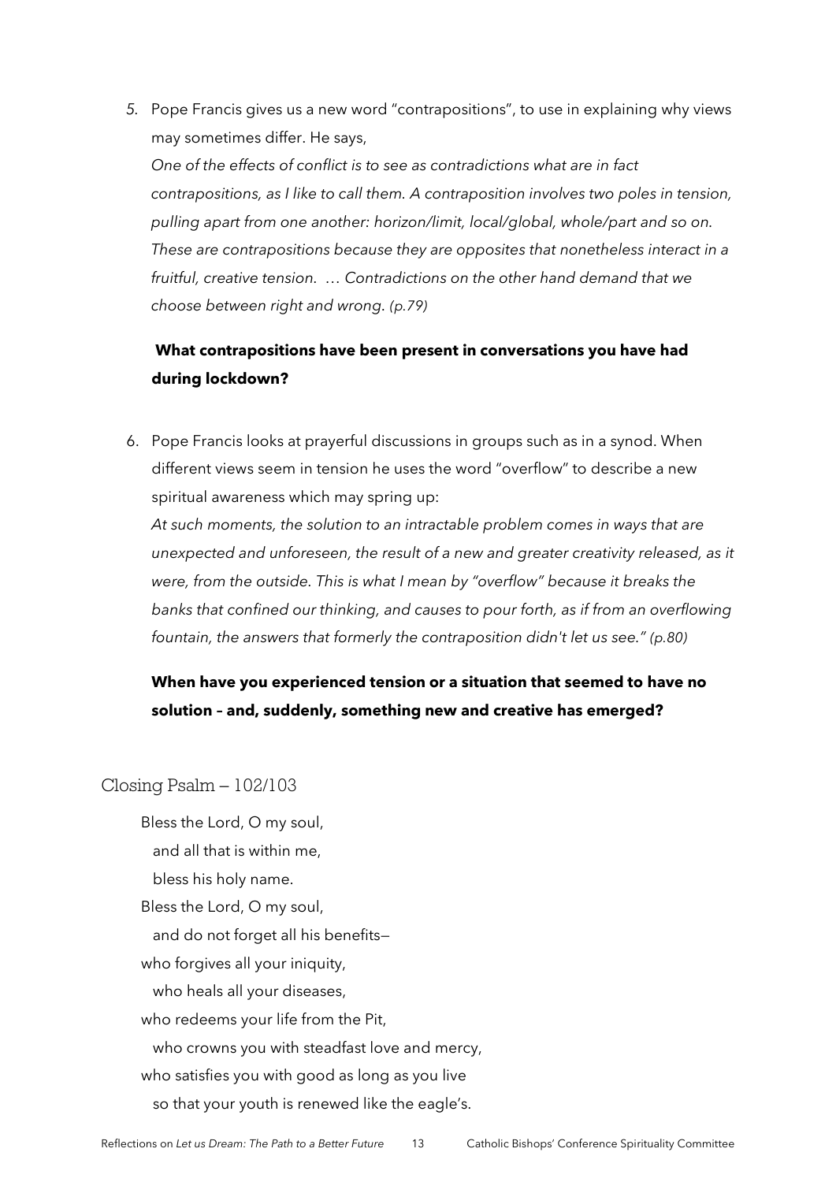5. Pope Francis gives us a new word "contrapositions", to use in explaining why views may sometimes differ. He says,

   *One of the effects of conflict is to see as contradictions what are in fact contrapositions, as I like to call them. A contraposition involves two poles in tension, pulling apart from one another: horizon/limit, local/global, whole/part and so on. These are contrapositions because they are opposites that nonetheless interact in a fruitful, creative tension. … Contradictions on the other hand demand that we choose between right and wrong. (p.79)*

   **What contrapositions have been present in conversations you have had during lockdown?**

6. Pope Francis looks at prayerful discussions in groups such as in a synod. When different views seem in tension he uses the word "overflow" to describe a new spiritual awareness which may spring up:

   *At such moments, the solution to an intractable problem comes in ways that are unexpected and unforeseen, the result of a new and greater creativity released, as it were, from the outside. This is what I mean by "overflow" because it breaks the banks that confined our thinking, and causes to pour forth, as if from an overflowing fountain, the answers that formerly the contraposition didn't let us see." (p.80)*

   **When have you experienced tension or a situation that seemed to have no solution – and, suddenly, something new and creative has emerged?**

## Closing Psalm – 102/103

Bless the Lord, O my soul,
  and all that is within me,
  bless his holy name.
Bless the Lord, O my soul,
  and do not forget all his benefits—
who forgives all your iniquity,
  who heals all your diseases,
who redeems your life from the Pit,
  who crowns you with steadfast love and mercy,
who satisfies you with good as long as you live
  so that your youth is renewed like the eagle's.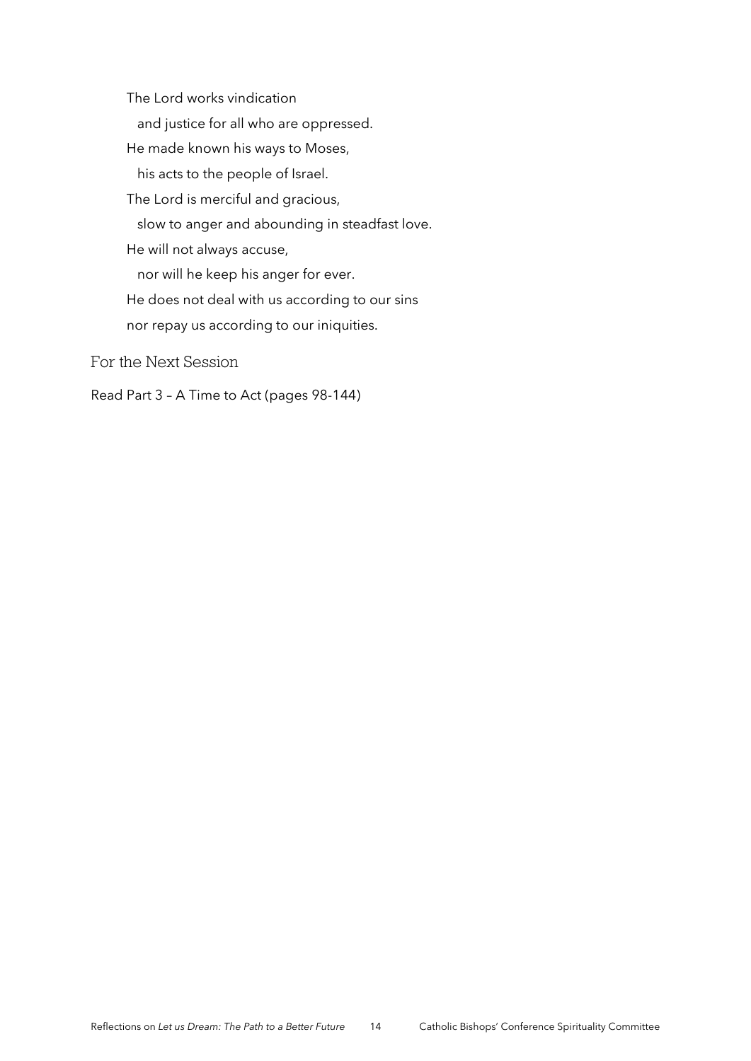The Lord works vindication
  and justice for all who are oppressed.
He made known his ways to Moses,
  his acts to the people of Israel.
The Lord is merciful and gracious,
  slow to anger and abounding in steadfast love.
He will not always accuse,
  nor will he keep his anger for ever.
He does not deal with us according to our sins
nor repay us according to our iniquities.

## For the Next Session

Read Part 3 – A Time to Act (pages 98-144)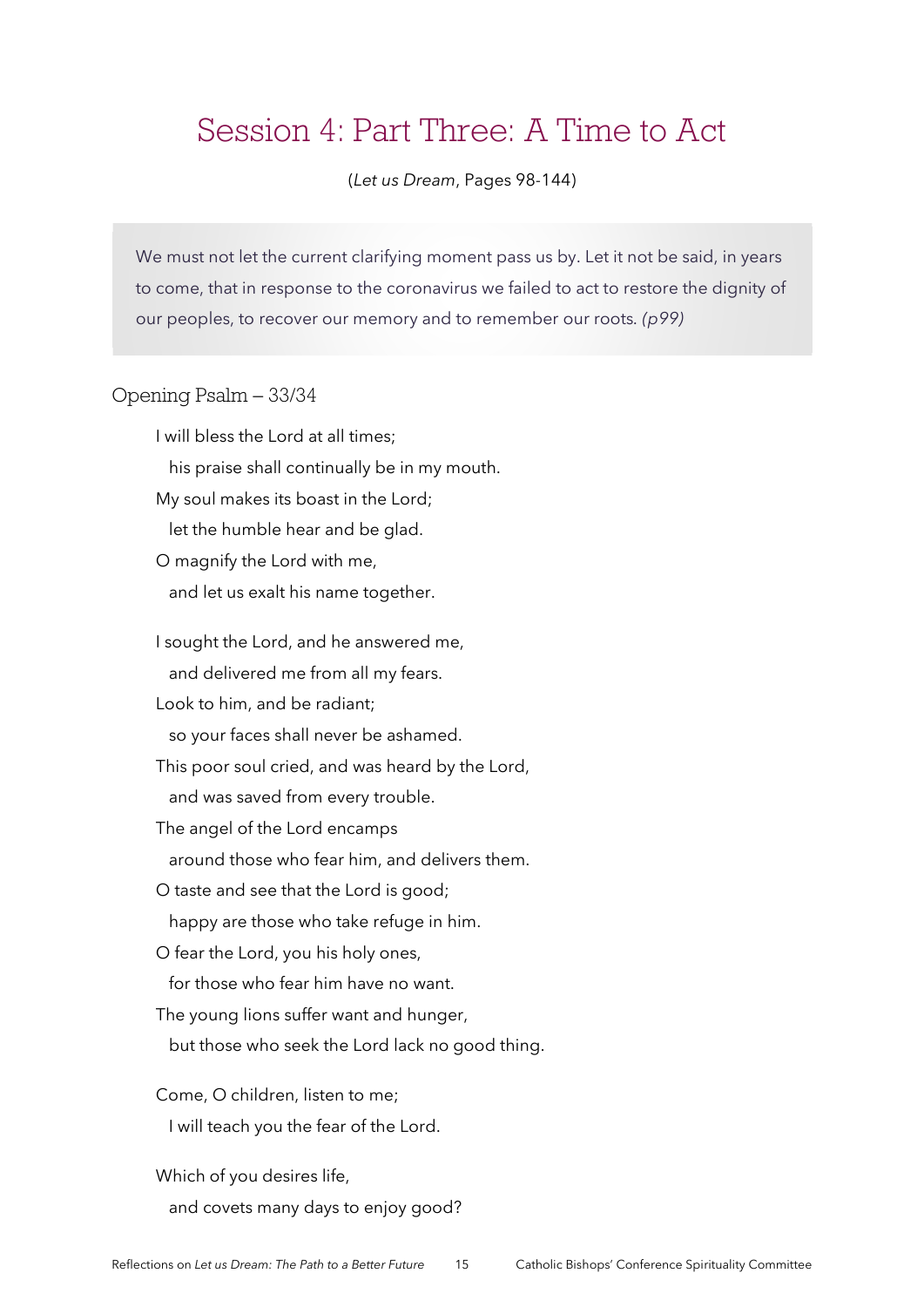# Session 4: Part Three: A Time to Act

(*Let us Dream*, Pages 98-144)

> We must not let the current clarifying moment pass us by. Let it not be said, in years to come, that in response to the coronavirus we failed to act to restore the dignity of our peoples, to recover our memory and to remember our roots. *(p99)*

## Opening Psalm – 33/34

I will bless the Lord at all times;
  his praise shall continually be in my mouth.
My soul makes its boast in the Lord;
  let the humble hear and be glad.
O magnify the Lord with me,
  and let us exalt his name together.

I sought the Lord, and he answered me,
  and delivered me from all my fears.
Look to him, and be radiant;
  so your faces shall never be ashamed.
This poor soul cried, and was heard by the Lord,
  and was saved from every trouble.
The angel of the Lord encamps
  around those who fear him, and delivers them.
O taste and see that the Lord is good;
  happy are those who take refuge in him.
O fear the Lord, you his holy ones,
  for those who fear him have no want.
The young lions suffer want and hunger,
  but those who seek the Lord lack no good thing.

Come, O children, listen to me;
  I will teach you the fear of the Lord.

Which of you desires life,
  and covets many days to enjoy good?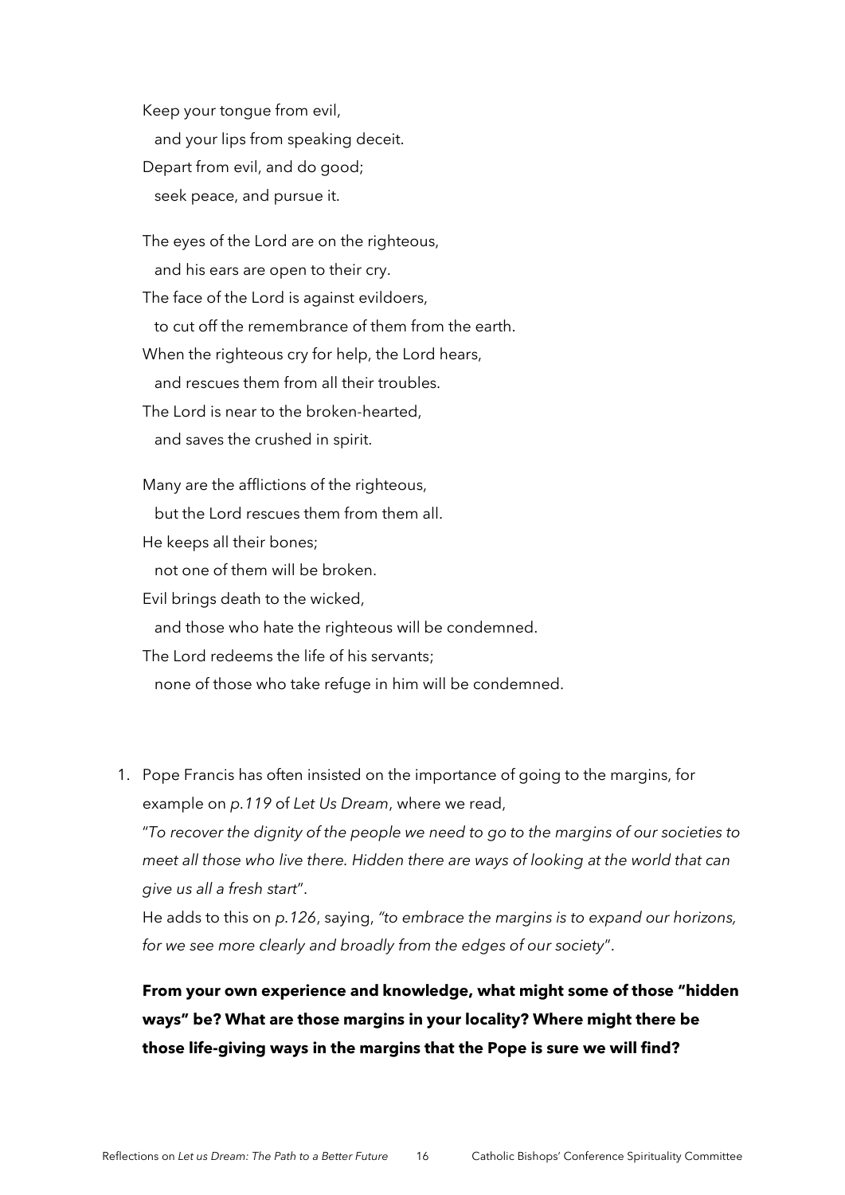Keep your tongue from evil,
and your lips from speaking deceit.
Depart from evil, and do good;
seek peace, and pursue it.

The eyes of the Lord are on the righteous,
and his ears are open to their cry.
The face of the Lord is against evildoers,
to cut off the remembrance of them from the earth.
When the righteous cry for help, the Lord hears,
and rescues them from all their troubles.
The Lord is near to the broken-hearted,
and saves the crushed in spirit.

Many are the afflictions of the righteous,
but the Lord rescues them from them all.
He keeps all their bones;
not one of them will be broken.
Evil brings death to the wicked,
and those who hate the righteous will be condemned.
The Lord redeems the life of his servants;
none of those who take refuge in him will be condemned.

1. Pope Francis has often insisted on the importance of going to the margins, for example on *p.119* of *Let Us Dream*, where we read,
"*To recover the dignity of the people we need to go to the margins of our societies to meet all those who live there. Hidden there are ways of looking at the world that can give us all a fresh start*".
He adds to this on *p.126*, saying, *"to embrace the margins is to expand our horizons, for we see more clearly and broadly from the edges of our society*".

   **From your own experience and knowledge, what might some of those "hidden ways" be? What are those margins in your locality? Where might there be those life-giving ways in the margins that the Pope is sure we will find?**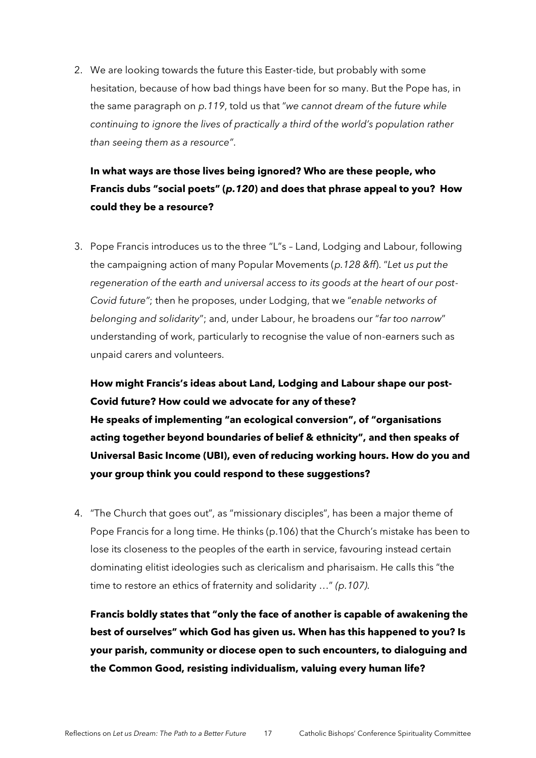2. We are looking towards the future this Easter-tide, but probably with some hesitation, because of how bad things have been for so many. But the Pope has, in the same paragraph on *p.119*, told us that "*we cannot dream of the future while continuing to ignore the lives of practically a third of the world's population rather than seeing them as a resource*".

   **In what ways are those lives being ignored? Who are these people, who Francis dubs "social poets" (*p.120*) and does that phrase appeal to you? How could they be a resource?**

3. Pope Francis introduces us to the three "L"s – Land, Lodging and Labour, following the campaigning action of many Popular Movements (*p.128 &ff*). "*Let us put the regeneration of the earth and universal access to its goods at the heart of our post-Covid future*"; then he proposes, under Lodging, that we "*enable networks of belonging and solidarity*"; and, under Labour, he broadens our "*far too narrow*" understanding of work, particularly to recognise the value of non-earners such as unpaid carers and volunteers.

   **How might Francis's ideas about Land, Lodging and Labour shape our post-Covid future? How could we advocate for any of these?**
   **He speaks of implementing "an ecological conversion", of "organisations acting together beyond boundaries of belief & ethnicity", and then speaks of Universal Basic Income (UBI), even of reducing working hours. How do you and your group think you could respond to these suggestions?**

4. "The Church that goes out", as "missionary disciples", has been a major theme of Pope Francis for a long time. He thinks (p.106) that the Church's mistake has been to lose its closeness to the peoples of the earth in service, favouring instead certain dominating elitist ideologies such as clericalism and pharisaism. He calls this "the time to restore an ethics of fraternity and solidarity …" *(p.107)*.

   **Francis boldly states that "only the face of another is capable of awakening the best of ourselves" which God has given us. When has this happened to you? Is your parish, community or diocese open to such encounters, to dialoguing and the Common Good, resisting individualism, valuing every human life?**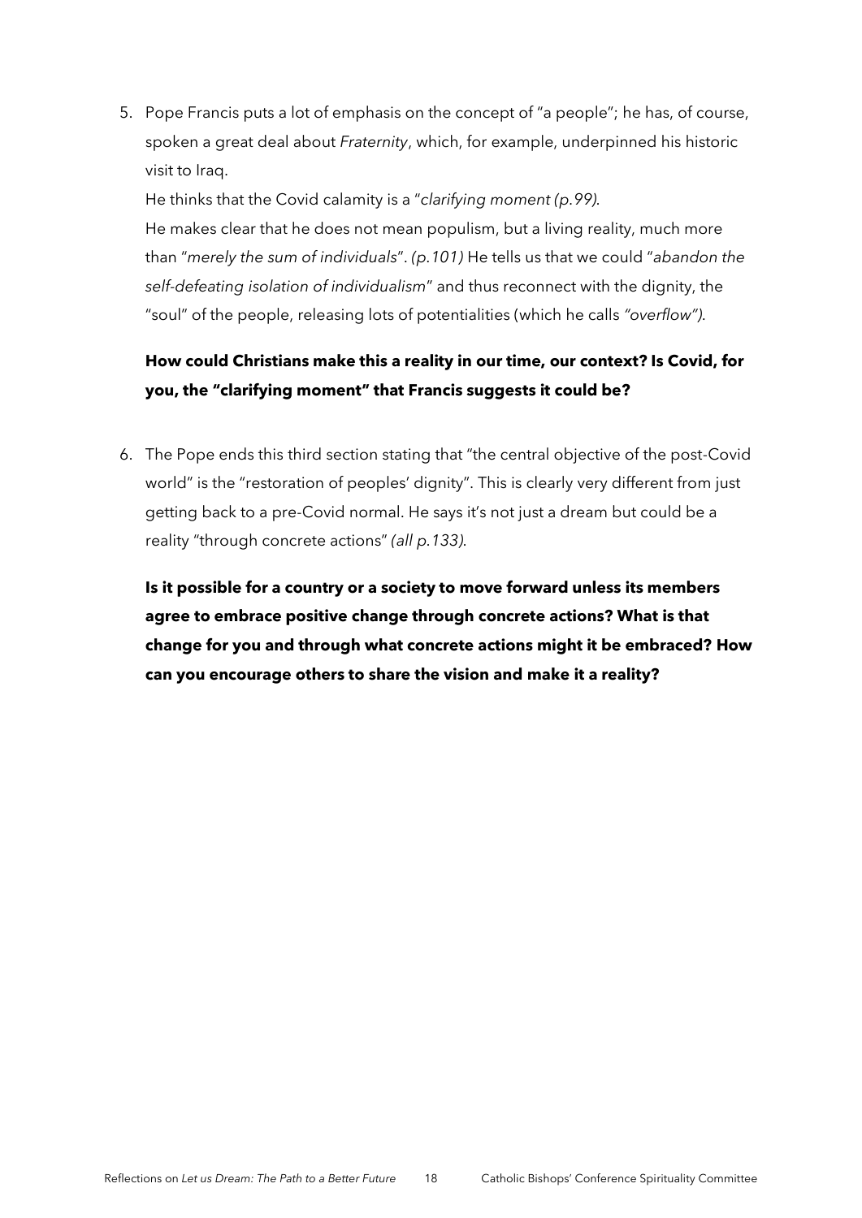5. Pope Francis puts a lot of emphasis on the concept of "a people"; he has, of course, spoken a great deal about *Fraternity*, which, for example, underpinned his historic visit to Iraq.

   He thinks that the Covid calamity is a "*clarifying moment (p.99).*

   He makes clear that he does not mean populism, but a living reality, much more than "*merely the sum of individuals*". *(p.101)* He tells us that we could "*abandon the self-defeating isolation of individualism*" and thus reconnect with the dignity, the "soul" of the people, releasing lots of potentialities (which he calls *"overflow")*.

   **How could Christians make this a reality in our time, our context? Is Covid, for you, the "clarifying moment" that Francis suggests it could be?**

6. The Pope ends this third section stating that "the central objective of the post-Covid world" is the "restoration of peoples' dignity". This is clearly very different from just getting back to a pre-Covid normal. He says it's not just a dream but could be a reality "through concrete actions" *(all p.133).*

   **Is it possible for a country or a society to move forward unless its members agree to embrace positive change through concrete actions? What is that change for you and through what concrete actions might it be embraced? How can you encourage others to share the vision and make it a reality?**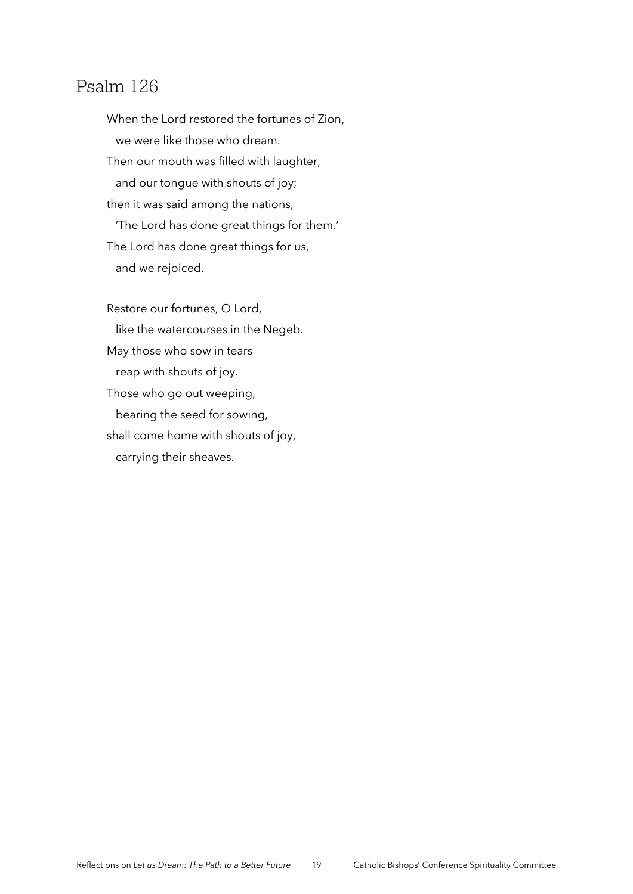# Psalm 126

When the Lord restored the fortunes of Zion,  
  we were like those who dream.  
Then our mouth was filled with laughter,  
  and our tongue with shouts of joy;  
then it was said among the nations,  
  'The Lord has done great things for them.'  
The Lord has done great things for us,  
  and we rejoiced.

Restore our fortunes, O Lord,  
  like the watercourses in the Negeb.  
May those who sow in tears  
  reap with shouts of joy.  
Those who go out weeping,  
  bearing the seed for sowing,  
shall come home with shouts of joy,  
  carrying their sheaves.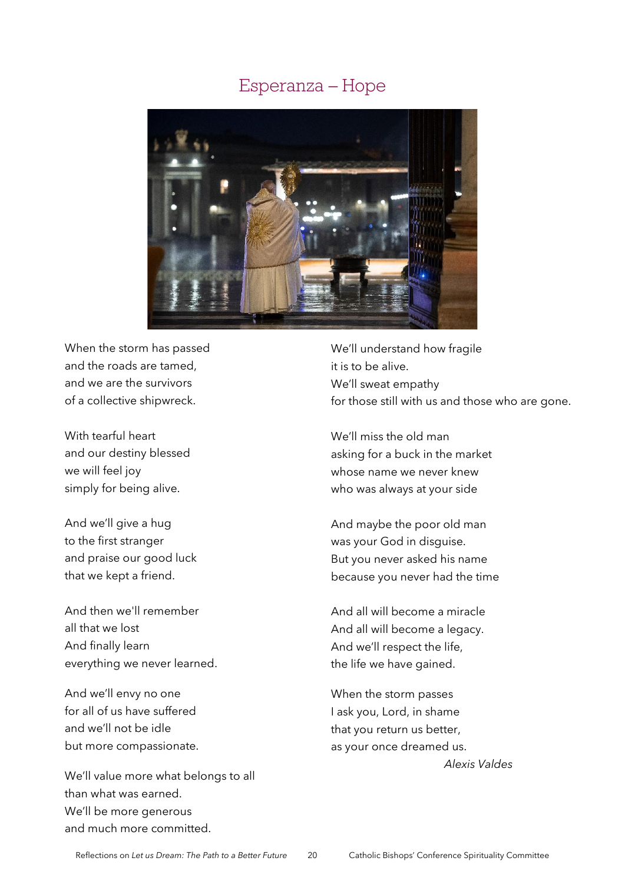# Esperanza – Hope

When the storm has passed
and the roads are tamed,
and we are the survivors
of a collective shipwreck.

With tearful heart
and our destiny blessed
we will feel joy
simply for being alive.

And we'll give a hug
to the first stranger
and praise our good luck
that we kept a friend.

And then we'll remember
all that we lost
And finally learn
everything we never learned.

And we'll envy no one
for all of us have suffered
and we'll not be idle
but more compassionate.

We'll value more what belongs to all
than what was earned.
We'll be more generous
and much more committed.

We'll understand how fragile
it is to be alive.
We'll sweat empathy
for those still with us and those who are gone.

We'll miss the old man
asking for a buck in the market
whose name we never knew
who was always at your side

And maybe the poor old man
was your God in disguise.
But you never asked his name
because you never had the time

And all will become a miracle
And all will become a legacy.
And we'll respect the life,
the life we have gained.

When the storm passes
I ask you, Lord, in shame
that you return us better,
as your once dreamed us.

*Alexis Valdes*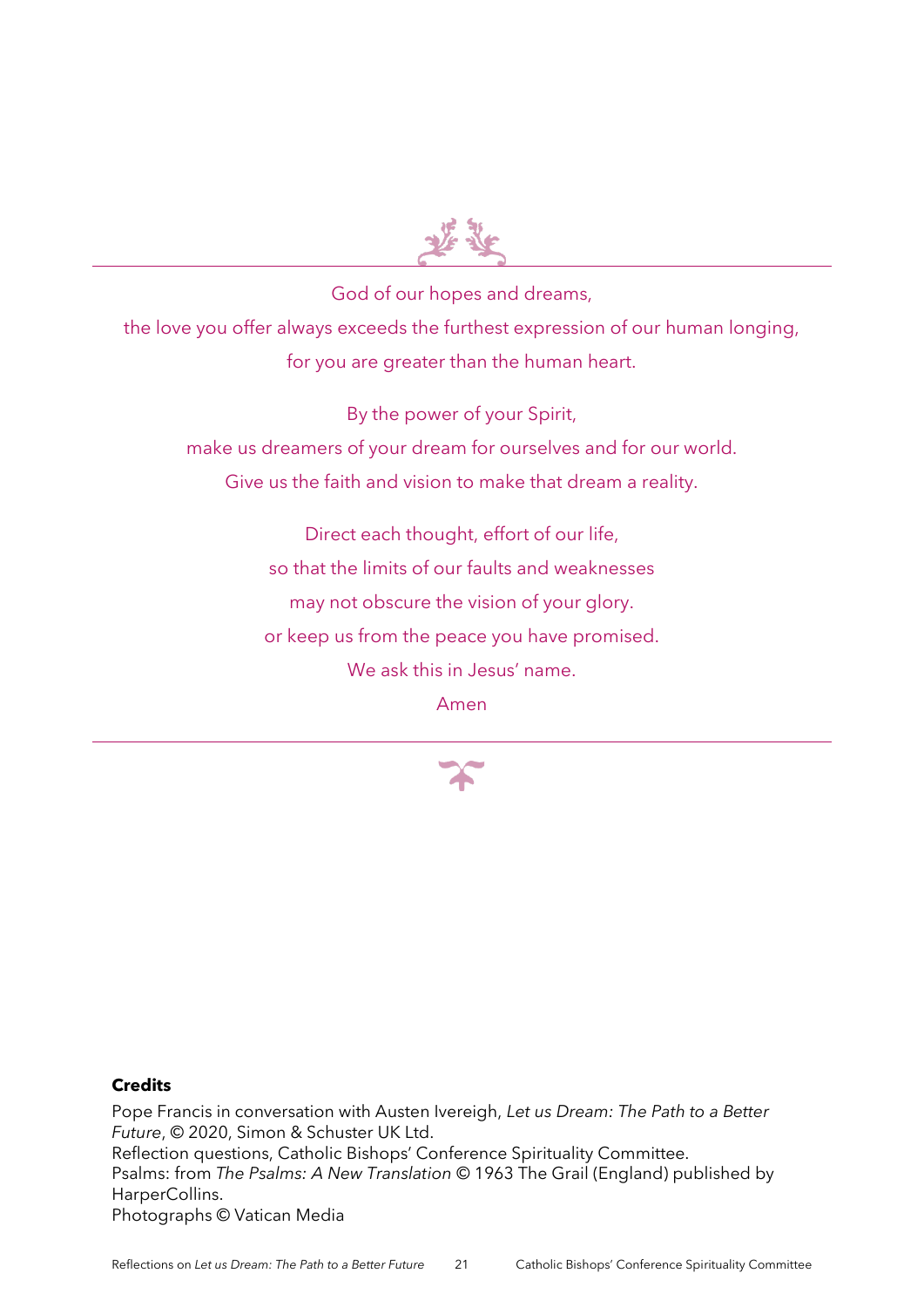---

God of our hopes and dreams,
the love you offer always exceeds the furthest expression of our human longing,
for you are greater than the human heart.

By the power of your Spirit,
make us dreamers of your dream for ourselves and for our world.
Give us the faith and vision to make that dream a reality.

Direct each thought, effort of our life,
so that the limits of our faults and weaknesses
may not obscure the vision of your glory.
or keep us from the peace you have promised.
We ask this in Jesus' name.
Amen

---

**Credits**

Pope Francis in conversation with Austen Ivereigh, *Let us Dream: The Path to a Better Future*, © 2020, Simon & Schuster UK Ltd.
Reflection questions, Catholic Bishops' Conference Spirituality Committee.
Psalms: from *The Psalms: A New Translation* © 1963 The Grail (England) published by HarperCollins.
Photographs © Vatican Media